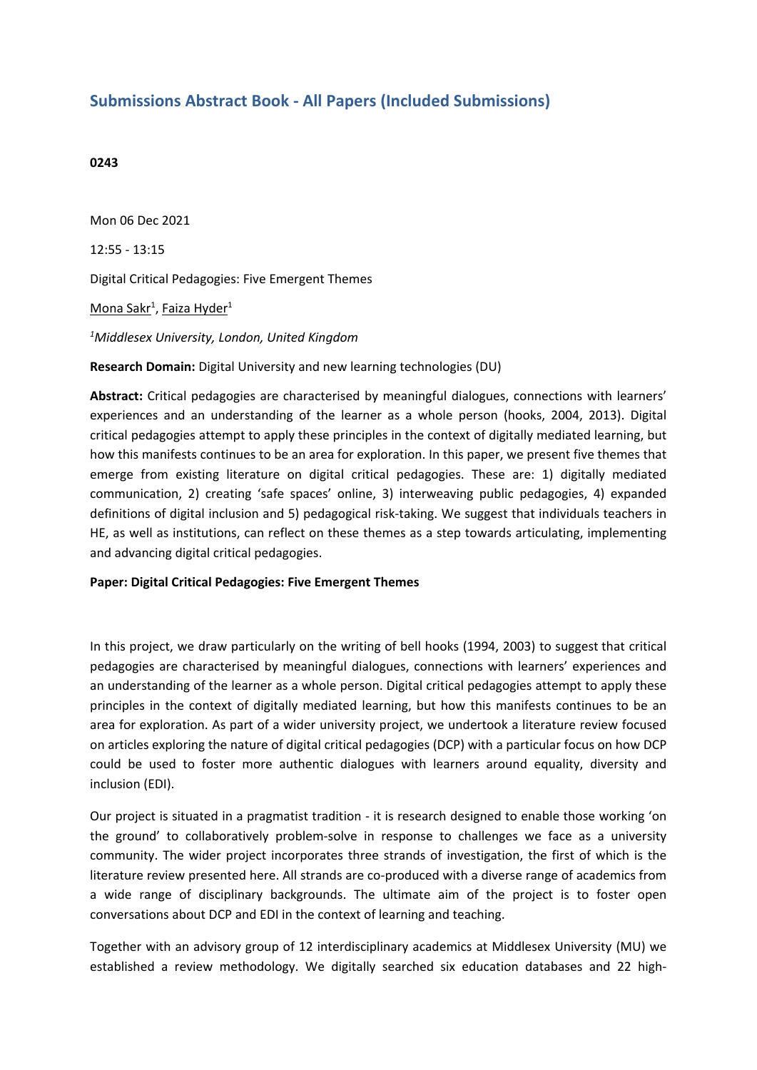## Submissions Abstract Book - All Papers (Included Submissions)

**0243**

Mon 06 Dec 2021

12:55 - 13:15

Digital Critical Pedagogies: Five Emergent Themes

Mona Sakr[1], Faiza Hyder[1]

[1]*Middlesex University, London, United Kingdom*

**Research Domain:** Digital University and new learning technologies (DU)

**Abstract:** Critical pedagogies are characterised by meaningful dialogues, connections with learners' experiences and an understanding of the learner as a whole person (hooks, 2004, 2013). Digital critical pedagogies attempt to apply these principles in the context of digitally mediated learning, but how this manifests continues to be an area for exploration. In this paper, we present five themes that emerge from existing literature on digital critical pedagogies. These are: 1) digitally mediated communication, 2) creating 'safe spaces' online, 3) interweaving public pedagogies, 4) expanded definitions of digital inclusion and 5) pedagogical risk-taking. We suggest that individuals teachers in HE, as well as institutions, can reflect on these themes as a step towards articulating, implementing and advancing digital critical pedagogies.

**Paper: Digital Critical Pedagogies: Five Emergent Themes**

In this project, we draw particularly on the writing of bell hooks (1994, 2003) to suggest that critical pedagogies are characterised by meaningful dialogues, connections with learners' experiences and an understanding of the learner as a whole person. Digital critical pedagogies attempt to apply these principles in the context of digitally mediated learning, but how this manifests continues to be an area for exploration. As part of a wider university project, we undertook a literature review focused on articles exploring the nature of digital critical pedagogies (DCP) with a particular focus on how DCP could be used to foster more authentic dialogues with learners around equality, diversity and inclusion (EDI).

Our project is situated in a pragmatist tradition - it is research designed to enable those working 'on the ground' to collaboratively problem-solve in response to challenges we face as a university community. The wider project incorporates three strands of investigation, the first of which is the literature review presented here. All strands are co-produced with a diverse range of academics from a wide range of disciplinary backgrounds. The ultimate aim of the project is to foster open conversations about DCP and EDI in the context of learning and teaching.

Together with an advisory group of 12 interdisciplinary academics at Middlesex University (MU) we established a review methodology. We digitally searched six education databases and 22 high-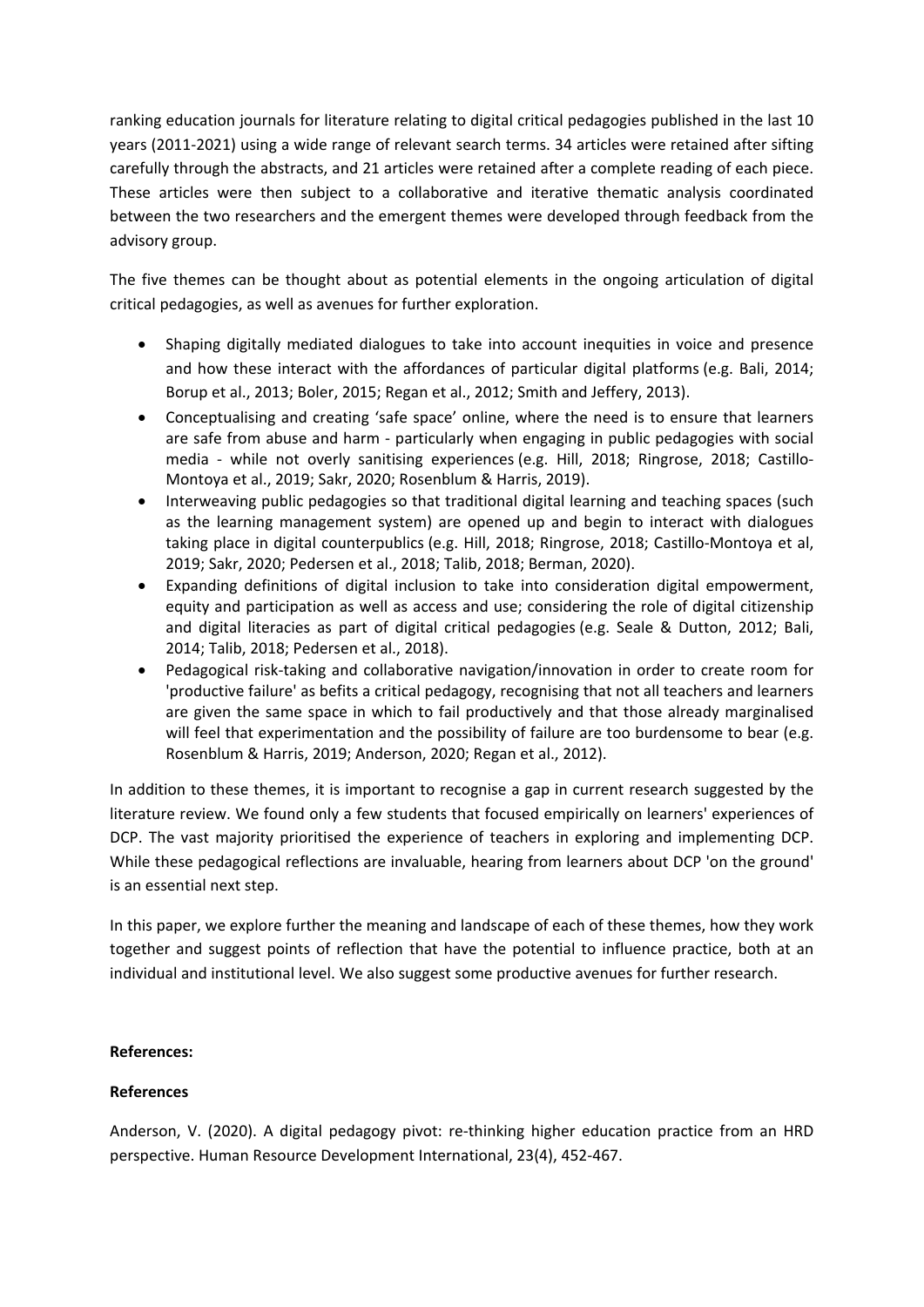ranking education journals for literature relating to digital critical pedagogies published in the last 10 years (2011-2021) using a wide range of relevant search terms. 34 articles were retained after sifting carefully through the abstracts, and 21 articles were retained after a complete reading of each piece. These articles were then subject to a collaborative and iterative thematic analysis coordinated between the two researchers and the emergent themes were developed through feedback from the advisory group.

The five themes can be thought about as potential elements in the ongoing articulation of digital critical pedagogies, as well as avenues for further exploration.

- Shaping digitally mediated dialogues to take into account inequities in voice and presence and how these interact with the affordances of particular digital platforms (e.g. Bali, 2014; Borup et al., 2013; Boler, 2015; Regan et al., 2012; Smith and Jeffery, 2013).
- Conceptualising and creating 'safe space' online, where the need is to ensure that learners are safe from abuse and harm - particularly when engaging in public pedagogies with social media - while not overly sanitising experiences (e.g. Hill, 2018; Ringrose, 2018; Castillo-Montoya et al., 2019; Sakr, 2020; Rosenblum & Harris, 2019).
- Interweaving public pedagogies so that traditional digital learning and teaching spaces (such as the learning management system) are opened up and begin to interact with dialogues taking place in digital counterpublics (e.g. Hill, 2018; Ringrose, 2018; Castillo-Montoya et al, 2019; Sakr, 2020; Pedersen et al., 2018; Talib, 2018; Berman, 2020).
- Expanding definitions of digital inclusion to take into consideration digital empowerment, equity and participation as well as access and use; considering the role of digital citizenship and digital literacies as part of digital critical pedagogies (e.g. Seale & Dutton, 2012; Bali, 2014; Talib, 2018; Pedersen et al., 2018).
- Pedagogical risk-taking and collaborative navigation/innovation in order to create room for 'productive failure' as befits a critical pedagogy, recognising that not all teachers and learners are given the same space in which to fail productively and that those already marginalised will feel that experimentation and the possibility of failure are too burdensome to bear (e.g. Rosenblum & Harris, 2019; Anderson, 2020; Regan et al., 2012).

In addition to these themes, it is important to recognise a gap in current research suggested by the literature review. We found only a few students that focused empirically on learners' experiences of DCP. The vast majority prioritised the experience of teachers in exploring and implementing DCP. While these pedagogical reflections are invaluable, hearing from learners about DCP 'on the ground' is an essential next step.

In this paper, we explore further the meaning and landscape of each of these themes, how they work together and suggest points of reflection that have the potential to influence practice, both at an individual and institutional level. We also suggest some productive avenues for further research.

**References:**

**References**

Anderson, V. (2020). A digital pedagogy pivot: re-thinking higher education practice from an HRD perspective. Human Resource Development International, 23(4), 452-467.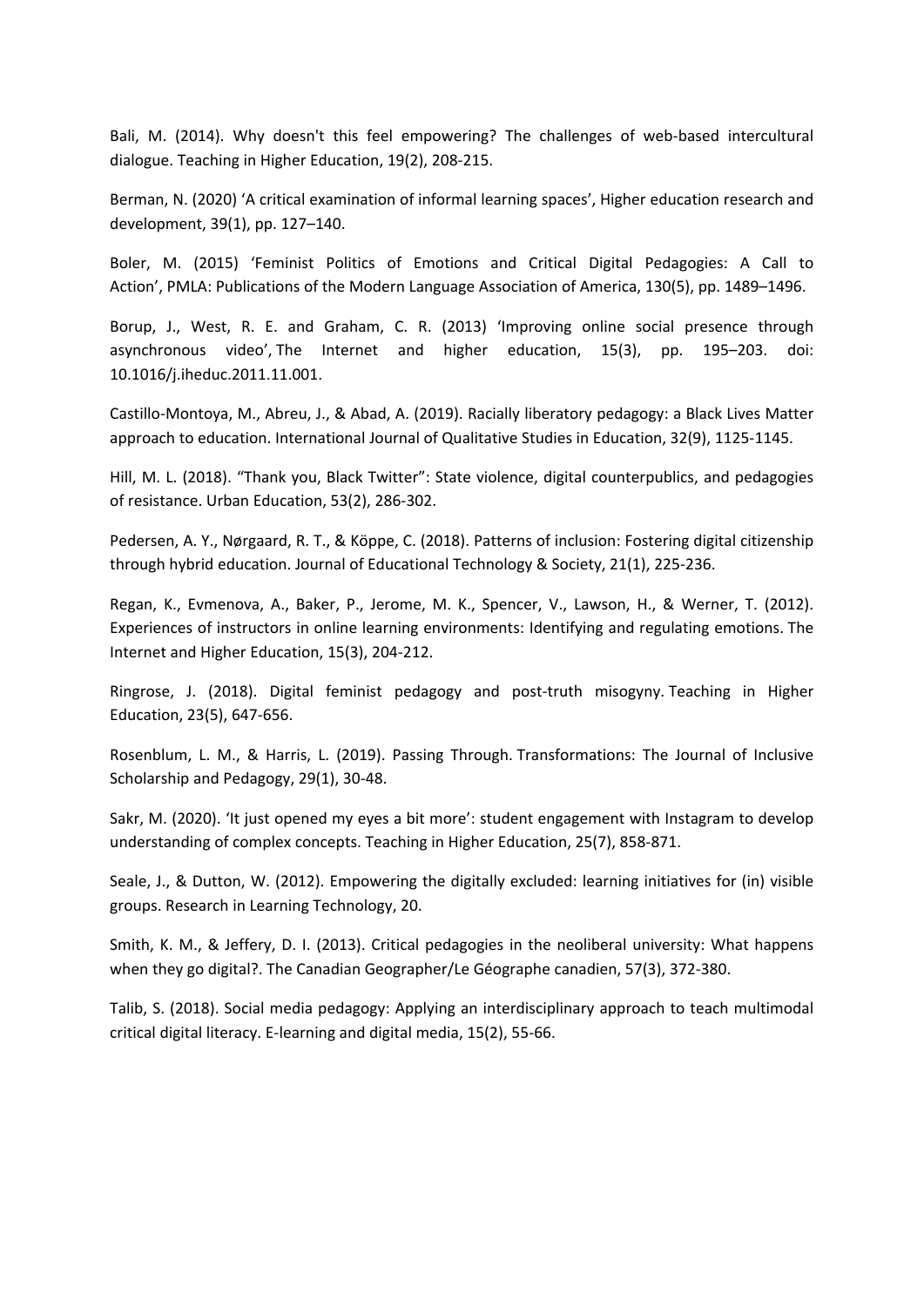Bali, M. (2014). Why doesn't this feel empowering? The challenges of web-based intercultural dialogue. Teaching in Higher Education, 19(2), 208-215.

Berman, N. (2020) 'A critical examination of informal learning spaces', Higher education research and development, 39(1), pp. 127–140.

Boler, M. (2015) 'Feminist Politics of Emotions and Critical Digital Pedagogies: A Call to Action', PMLA: Publications of the Modern Language Association of America, 130(5), pp. 1489–1496.

Borup, J., West, R. E. and Graham, C. R. (2013) 'Improving online social presence through asynchronous video', The Internet and higher education, 15(3), pp. 195–203. doi: 10.1016/j.iheduc.2011.11.001.

Castillo-Montoya, M., Abreu, J., & Abad, A. (2019). Racially liberatory pedagogy: a Black Lives Matter approach to education. International Journal of Qualitative Studies in Education, 32(9), 1125-1145.

Hill, M. L. (2018). "Thank you, Black Twitter": State violence, digital counterpublics, and pedagogies of resistance. Urban Education, 53(2), 286-302.

Pedersen, A. Y., Nørgaard, R. T., & Köppe, C. (2018). Patterns of inclusion: Fostering digital citizenship through hybrid education. Journal of Educational Technology & Society, 21(1), 225-236.

Regan, K., Evmenova, A., Baker, P., Jerome, M. K., Spencer, V., Lawson, H., & Werner, T. (2012). Experiences of instructors in online learning environments: Identifying and regulating emotions. The Internet and Higher Education, 15(3), 204-212.

Ringrose, J. (2018). Digital feminist pedagogy and post-truth misogyny. Teaching in Higher Education, 23(5), 647-656.

Rosenblum, L. M., & Harris, L. (2019). Passing Through. Transformations: The Journal of Inclusive Scholarship and Pedagogy, 29(1), 30-48.

Sakr, M. (2020). 'It just opened my eyes a bit more': student engagement with Instagram to develop understanding of complex concepts. Teaching in Higher Education, 25(7), 858-871.

Seale, J., & Dutton, W. (2012). Empowering the digitally excluded: learning initiatives for (in) visible groups. Research in Learning Technology, 20.

Smith, K. M., & Jeffery, D. I. (2013). Critical pedagogies in the neoliberal university: What happens when they go digital?. The Canadian Geographer/Le Géographe canadien, 57(3), 372-380.

Talib, S. (2018). Social media pedagogy: Applying an interdisciplinary approach to teach multimodal critical digital literacy. E-learning and digital media, 15(2), 55-66.